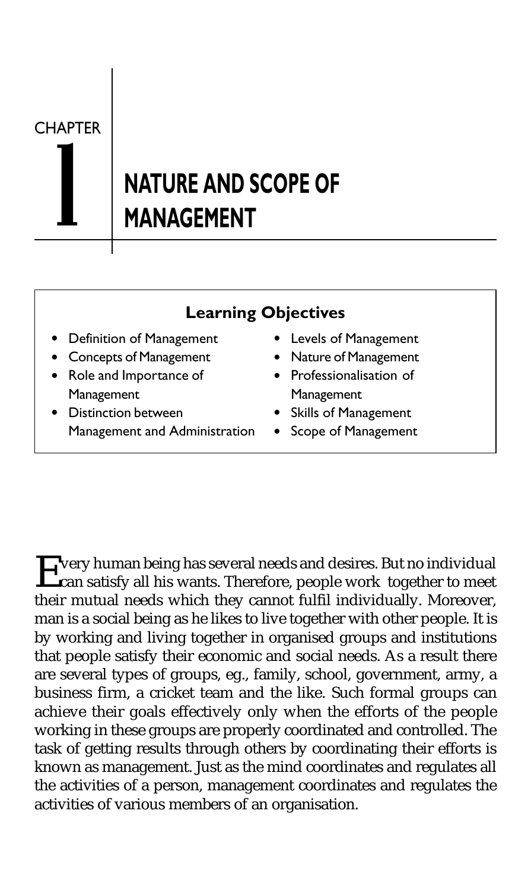CHAPTER

# 1 NATURE AND SCOPE OF MANAGEMENT

## Learning Objectives

- Definition of Management
- Concepts of Management
- Role and Importance of Management
- Distinction between Management and Administration
- Levels of Management
- Nature of Management
- Professionalisation of Management
- Skills of Management
- Scope of Management

Every human being has several needs and desires. But no individual can satisfy all his wants. Therefore, people work together to meet their mutual needs which they cannot fulfil individually. Moreover, man is a social being as he likes to live together with other people. It is by working and living together in organised groups and institutions that people satisfy their economic and social needs. As a result there are several types of groups, eg., family, school, government, army, a business firm, a cricket team and the like. Such formal groups can achieve their goals effectively only when the efforts of the people working in these groups are properly coordinated and controlled. The task of getting results through others by coordinating their efforts is known as management. Just as the mind coordinates and regulates all the activities of a person, management coordinates and regulates the activities of various members of an organisation.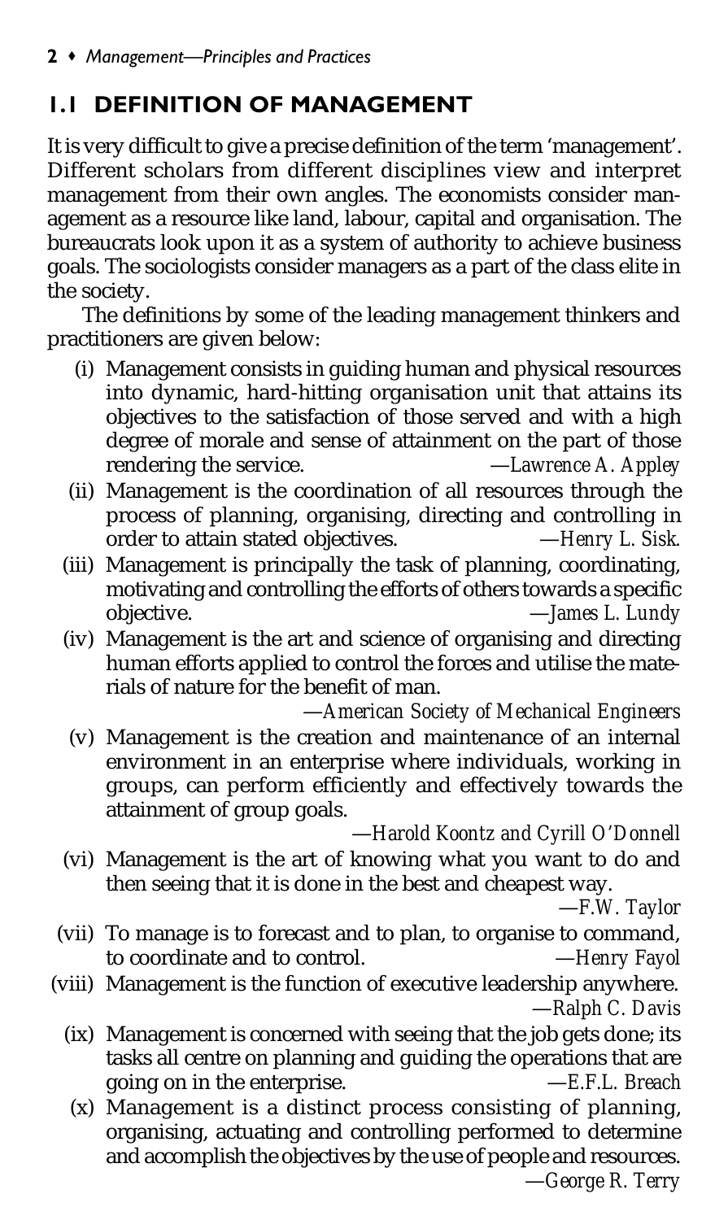## 1.1 DEFINITION OF MANAGEMENT

It is very difficult to give a precise definition of the term 'management'. Different scholars from different disciplines view and interpret management from their own angles. The economists consider management as a resource like land, labour, capital and organisation. The bureaucrats look upon it as a system of authority to achieve business goals. The sociologists consider managers as a part of the class elite in the society.

The definitions by some of the leading management thinkers and practitioners are given below:

(i) Management consists in guiding human and physical resources into dynamic, hard-hitting organisation unit that attains its objectives to the satisfaction of those served and with a high degree of morale and sense of attainment on the part of those rendering the service. —*Lawrence A. Appley*

(ii) Management is the coordination of all resources through the process of planning, organising, directing and controlling in order to attain stated objectives. —*Henry L. Sisk.*

(iii) Management is principally the task of planning, coordinating, motivating and controlling the efforts of others towards a specific objective. —*James L. Lundy*

(iv) Management is the art and science of organising and directing human efforts applied to control the forces and utilise the materials of nature for the benefit of man. —*American Society of Mechanical Engineers*

(v) Management is the creation and maintenance of an internal environment in an enterprise where individuals, working in groups, can perform efficiently and effectively towards the attainment of group goals. —*Harold Koontz and Cyrill O'Donnell*

(vi) Management is the art of knowing what you want to do and then seeing that it is done in the best and cheapest way. —*F.W. Taylor*

(vii) To manage is to forecast and to plan, to organise to command, to coordinate and to control. —*Henry Fayol*

(viii) Management is the function of executive leadership anywhere. —*Ralph C. Davis*

(ix) Management is concerned with seeing that the job gets done; its tasks all centre on planning and guiding the operations that are going on in the enterprise. —*E.F.L. Breach*

(x) Management is a distinct process consisting of planning, organising, actuating and controlling performed to determine and accomplish the objectives by the use of people and resources. —*George R. Terry*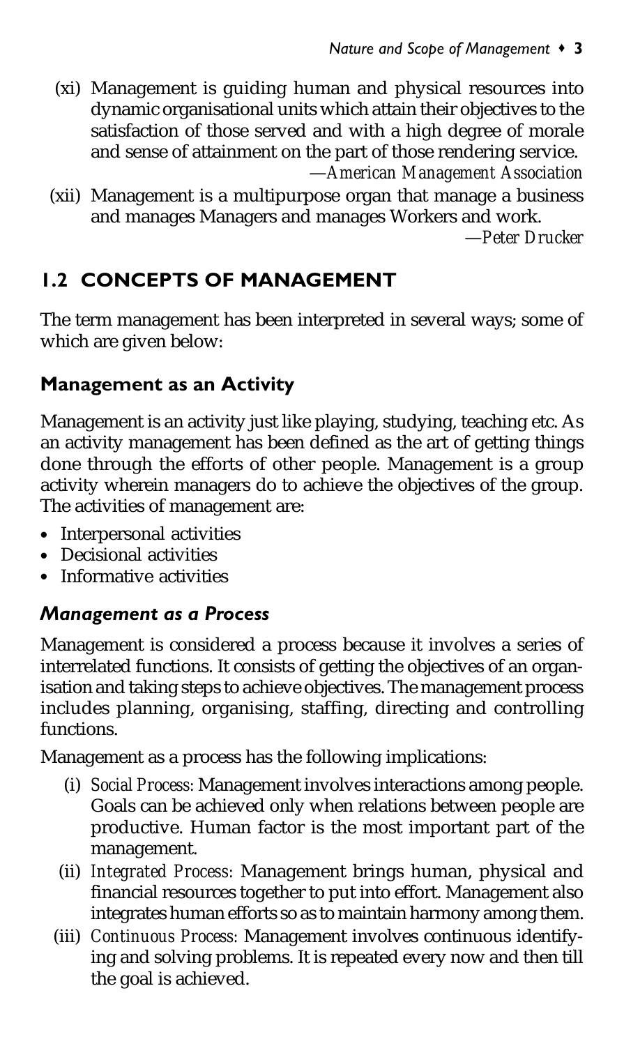(xi) Management is guiding human and physical resources into dynamic organisational units which attain their objectives to the satisfaction of those served and with a high degree of morale and sense of attainment on the part of those rendering service.

*—American Management Association*

(xii) Management is a multipurpose organ that manage a business and manages Managers and manages Workers and work.

*—Peter Drucker*

## 1.2 CONCEPTS OF MANAGEMENT

The term management has been interpreted in several ways; some of which are given below:

### Management as an Activity

Management is an activity just like playing, studying, teaching etc. As an activity management has been defined as the art of getting things done through the efforts of other people. Management is a group activity wherein managers do to achieve the objectives of the group. The activities of management are:

- Interpersonal activities
- Decisional activities
- Informative activities

### *Management as a Process*

Management is considered a process because it involves a series of interrelated functions. It consists of getting the objectives of an organisation and taking steps to achieve objectives. The management process includes planning, organising, staffing, directing and controlling functions.

Management as a process has the following implications:

(i) *Social Process:* Management involves interactions among people. Goals can be achieved only when relations between people are productive. Human factor is the most important part of the management.

(ii) *Integrated Process:* Management brings human, physical and financial resources together to put into effort. Management also integrates human efforts so as to maintain harmony among them.

(iii) *Continuous Process:* Management involves continuous identifying and solving problems. It is repeated every now and then till the goal is achieved.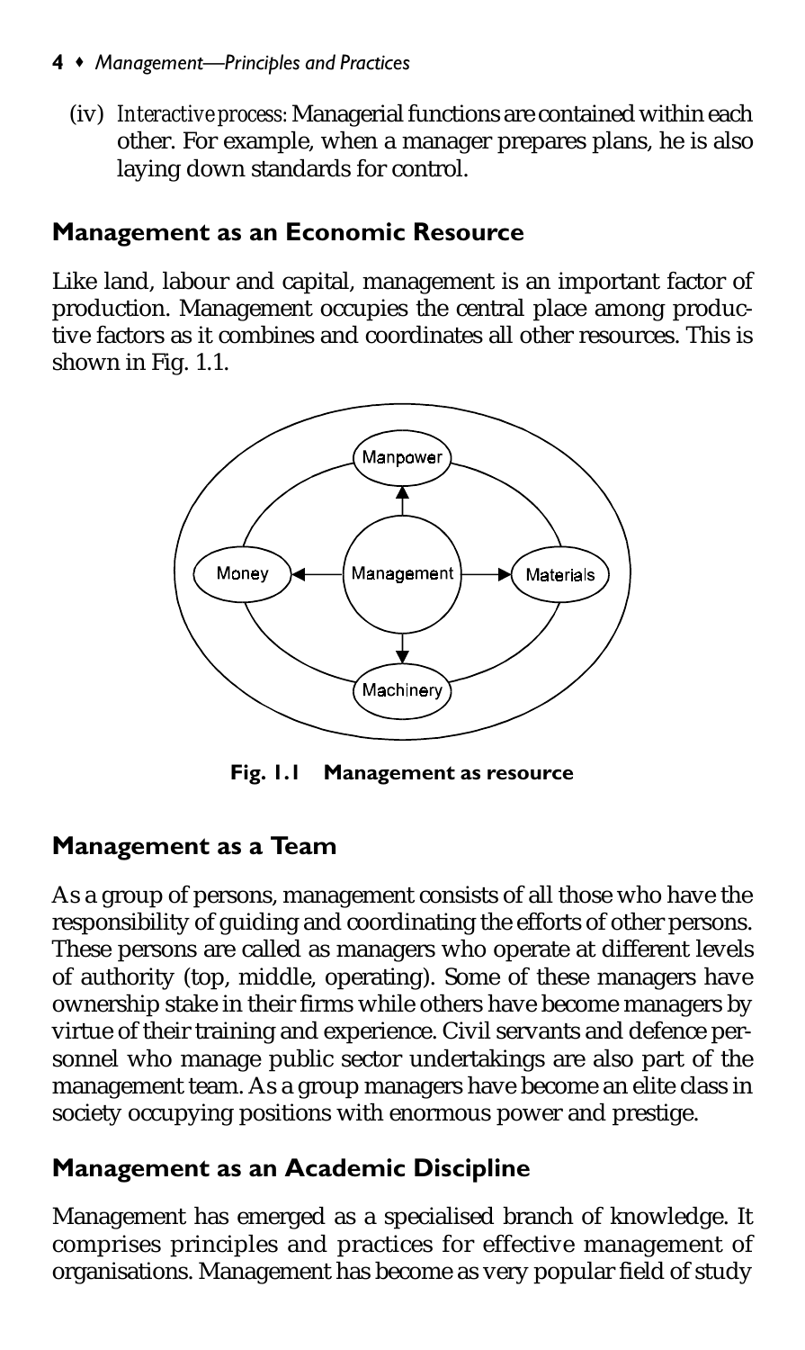(iv) *Interactive process:* Managerial functions are contained within each other. For example, when a manager prepares plans, he is also laying down standards for control.

## Management as an Economic Resource

Like land, labour and capital, management is an important factor of production. Management occupies the central place among productive factors as it combines and coordinates all other resources. This is shown in Fig. 1.1.

**Fig. 1.1 Management as resource**

## Management as a Team

As a group of persons, management consists of all those who have the responsibility of guiding and coordinating the efforts of other persons. These persons are called as managers who operate at different levels of authority (top, middle, operating). Some of these managers have ownership stake in their firms while others have become managers by virtue of their training and experience. Civil servants and defence personnel who manage public sector undertakings are also part of the management team. As a group managers have become an elite class in society occupying positions with enormous power and prestige.

## Management as an Academic Discipline

Management has emerged as a specialised branch of knowledge. It comprises principles and practices for effective management of organisations. Management has become as very popular field of study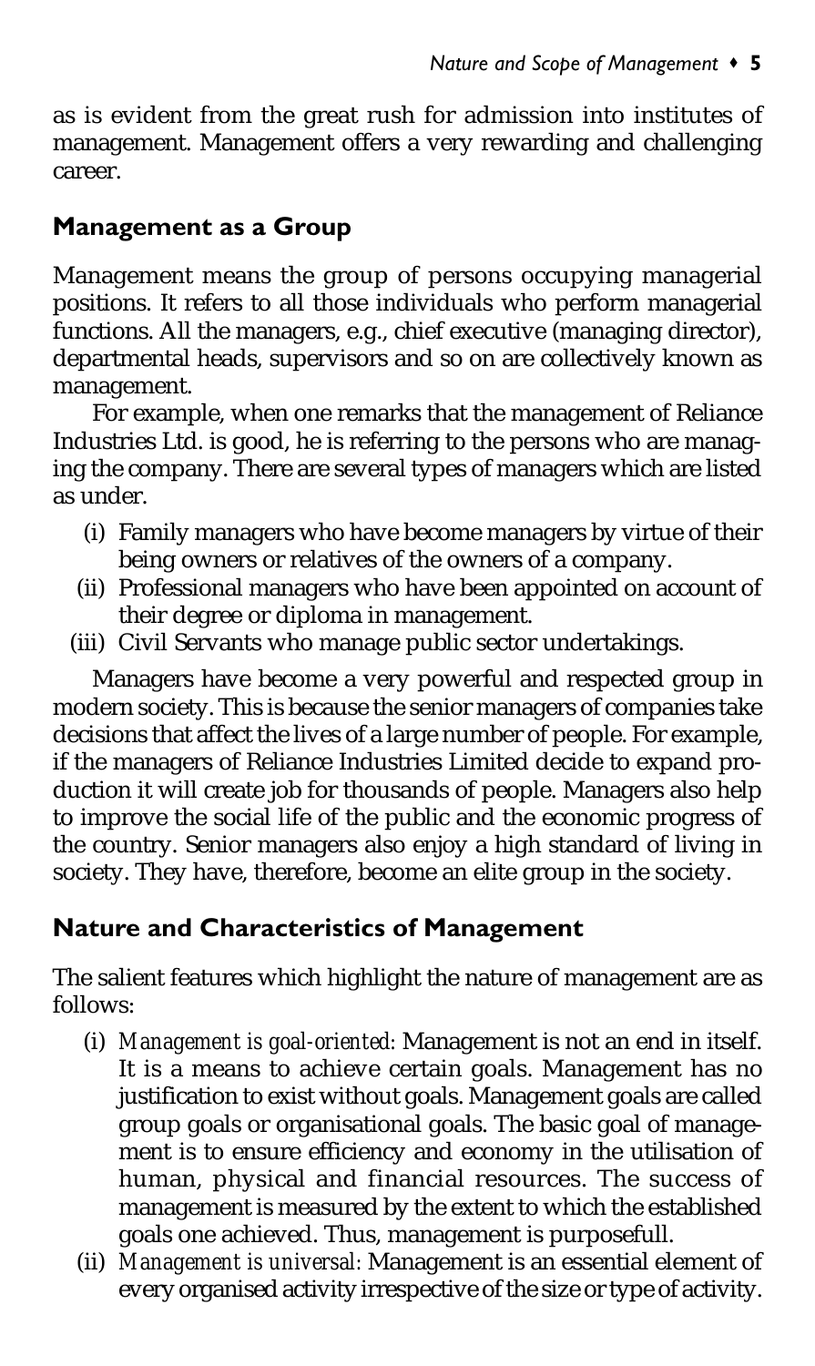as is evident from the great rush for admission into institutes of management. Management offers a very rewarding and challenging career.

## Management as a Group

Management means the group of persons occupying managerial positions. It refers to all those individuals who perform managerial functions. All the managers, e.g., chief executive (managing director), departmental heads, supervisors and so on are collectively known as management.

For example, when one remarks that the management of Reliance Industries Ltd. is good, he is referring to the persons who are managing the company. There are several types of managers which are listed as under.

(i) Family managers who have become managers by virtue of their being owners or relatives of the owners of a company.
(ii) Professional managers who have been appointed on account of their degree or diploma in management.
(iii) Civil Servants who manage public sector undertakings.

Managers have become a very powerful and respected group in modern society. This is because the senior managers of companies take decisions that affect the lives of a large number of people. For example, if the managers of Reliance Industries Limited decide to expand production it will create job for thousands of people. Managers also help to improve the social life of the public and the economic progress of the country. Senior managers also enjoy a high standard of living in society. They have, therefore, become an elite group in the society.

## Nature and Characteristics of Management

The salient features which highlight the nature of management are as follows:

(i) *Management is goal-oriented:* Management is not an end in itself. It is a means to achieve certain goals. Management has no justification to exist without goals. Management goals are called group goals or organisational goals. The basic goal of management is to ensure efficiency and economy in the utilisation of human, physical and financial resources. The success of management is measured by the extent to which the established goals one achieved. Thus, management is purposefull.
(ii) *Management is universal:* Management is an essential element of every organised activity irrespective of the size or type of activity.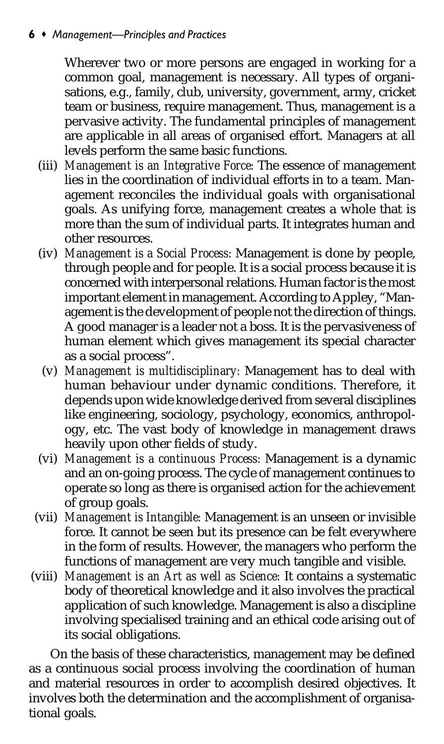Wherever two or more persons are engaged in working for a common goal, management is necessary. All types of organisations, e.g., family, club, university, government, army, cricket team or business, require management. Thus, management is a pervasive activity. The fundamental principles of management are applicable in all areas of organised effort. Managers at all levels perform the same basic functions.

(iii) *Management is an Integrative Force:* The essence of management lies in the coordination of individual efforts in to a team. Management reconciles the individual goals with organisational goals. As unifying force, management creates a whole that is more than the sum of individual parts. It integrates human and other resources.

(iv) *Management is a Social Process:* Management is done by people, through people and for people. It is a social process because it is concerned with interpersonal relations. Human factor is the most important element in management. According to Appley, "Management is the development of people not the direction of things. A good manager is a leader not a boss. It is the pervasiveness of human element which gives management its special character as a social process".

(v) *Management is multidisciplinary:* Management has to deal with human behaviour under dynamic conditions. Therefore, it depends upon wide knowledge derived from several disciplines like engineering, sociology, psychology, economics, anthropology, etc. The vast body of knowledge in management draws heavily upon other fields of study.

(vi) *Management is a continuous Process:* Management is a dynamic and an on-going process. The cycle of management continues to operate so long as there is organised action for the achievement of group goals.

(vii) *Management is Intangible:* Management is an unseen or invisible force. It cannot be seen but its presence can be felt everywhere in the form of results. However, the managers who perform the functions of management are very much tangible and visible.

(viii) *Management is an Art as well as Science:* It contains a systematic body of theoretical knowledge and it also involves the practical application of such knowledge. Management is also a discipline involving specialised training and an ethical code arising out of its social obligations.

On the basis of these characteristics, management may be defined as a continuous social process involving the coordination of human and material resources in order to accomplish desired objectives. It involves both the determination and the accomplishment of organisational goals.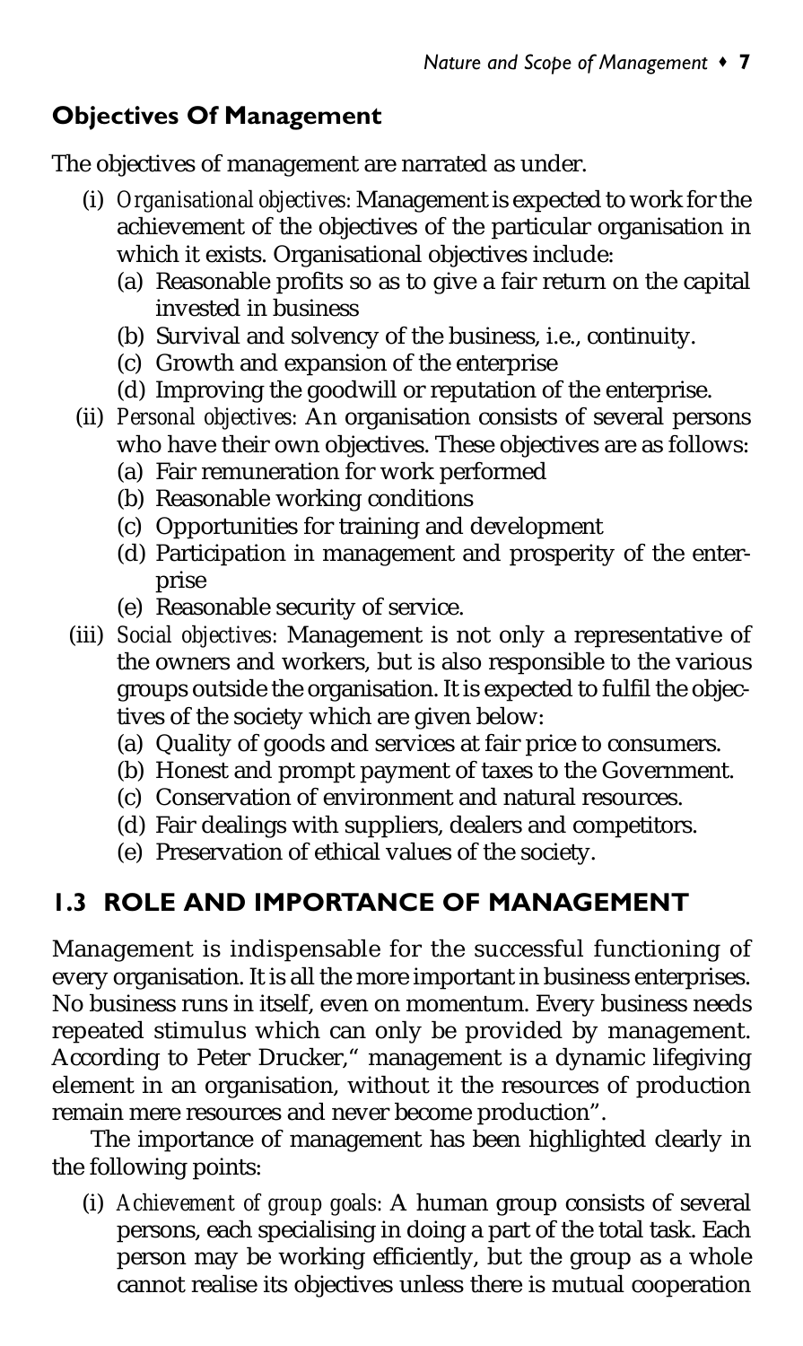### Objectives Of Management

The objectives of management are narrated as under.

(i) *Organisational objectives:* Management is expected to work for the achievement of the objectives of the particular organisation in which it exists. Organisational objectives include:
   - (a) Reasonable profits so as to give a fair return on the capital invested in business
   - (b) Survival and solvency of the business, i.e., continuity.
   - (c) Growth and expansion of the enterprise
   - (d) Improving the goodwill or reputation of the enterprise.

(ii) *Personal objectives:* An organisation consists of several persons who have their own objectives. These objectives are as follows:
   - (a) Fair remuneration for work performed
   - (b) Reasonable working conditions
   - (c) Opportunities for training and development
   - (d) Participation in management and prosperity of the enterprise
   - (e) Reasonable security of service.

(iii) *Social objectives:* Management is not only a representative of the owners and workers, but is also responsible to the various groups outside the organisation. It is expected to fulfil the objectives of the society which are given below:
   - (a) Quality of goods and services at fair price to consumers.
   - (b) Honest and prompt payment of taxes to the Government.
   - (c) Conservation of environment and natural resources.
   - (d) Fair dealings with suppliers, dealers and competitors.
   - (e) Preservation of ethical values of the society.

## 1.3 ROLE AND IMPORTANCE OF MANAGEMENT

Management is indispensable for the successful functioning of every organisation. It is all the more important in business enterprises. No business runs in itself, even on momentum. Every business needs repeated stimulus which can only be provided by management. According to Peter Drucker," management is a dynamic lifegiving element in an organisation, without it the resources of production remain mere resources and never become production".

The importance of management has been highlighted clearly in the following points:

(i) *Achievement of group goals:* A human group consists of several persons, each specialising in doing a part of the total task. Each person may be working efficiently, but the group as a whole cannot realise its objectives unless there is mutual cooperation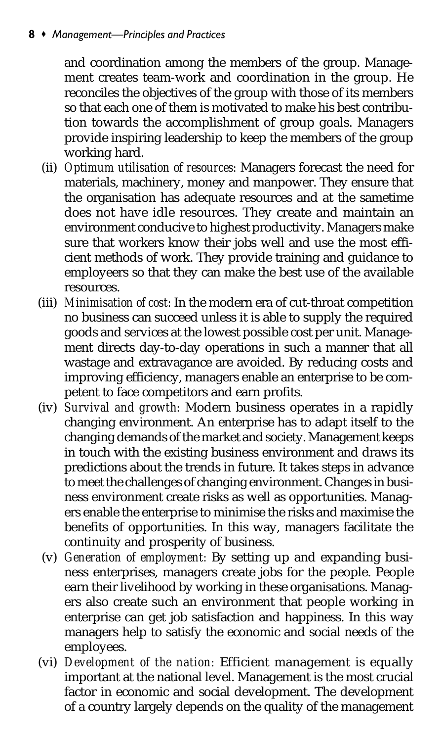and coordination among the members of the group. Management creates team-work and coordination in the group. He reconciles the objectives of the group with those of its members so that each one of them is motivated to make his best contribution towards the accomplishment of group goals. Managers provide inspiring leadership to keep the members of the group working hard.

(ii) *Optimum utilisation of resources:* Managers forecast the need for materials, machinery, money and manpower. They ensure that the organisation has adequate resources and at the sametime does not have idle resources. They create and maintain an environment conducive to highest productivity. Managers make sure that workers know their jobs well and use the most efficient methods of work. They provide training and guidance to employeers so that they can make the best use of the available resources.

(iii) *Minimisation of cost:* In the modern era of cut-throat competition no business can succeed unless it is able to supply the required goods and services at the lowest possible cost per unit. Management directs day-to-day operations in such a manner that all wastage and extravagance are avoided. By reducing costs and improving efficiency, managers enable an enterprise to be competent to face competitors and earn profits.

(iv) *Survival and growth:* Modern business operates in a rapidly changing environment. An enterprise has to adapt itself to the changing demands of the market and society. Management keeps in touch with the existing business environment and draws its predictions about the trends in future. It takes steps in advance to meet the challenges of changing environment. Changes in business environment create risks as well as opportunities. Managers enable the enterprise to minimise the risks and maximise the benefits of opportunities. In this way, managers facilitate the continuity and prosperity of business.

(v) *Generation of employment:* By setting up and expanding business enterprises, managers create jobs for the people. People earn their livelihood by working in these organisations. Managers also create such an environment that people working in enterprise can get job satisfaction and happiness. In this way managers help to satisfy the economic and social needs of the employees.

(vi) *Development of the nation:* Efficient management is equally important at the national level. Management is the most crucial factor in economic and social development. The development of a country largely depends on the quality of the management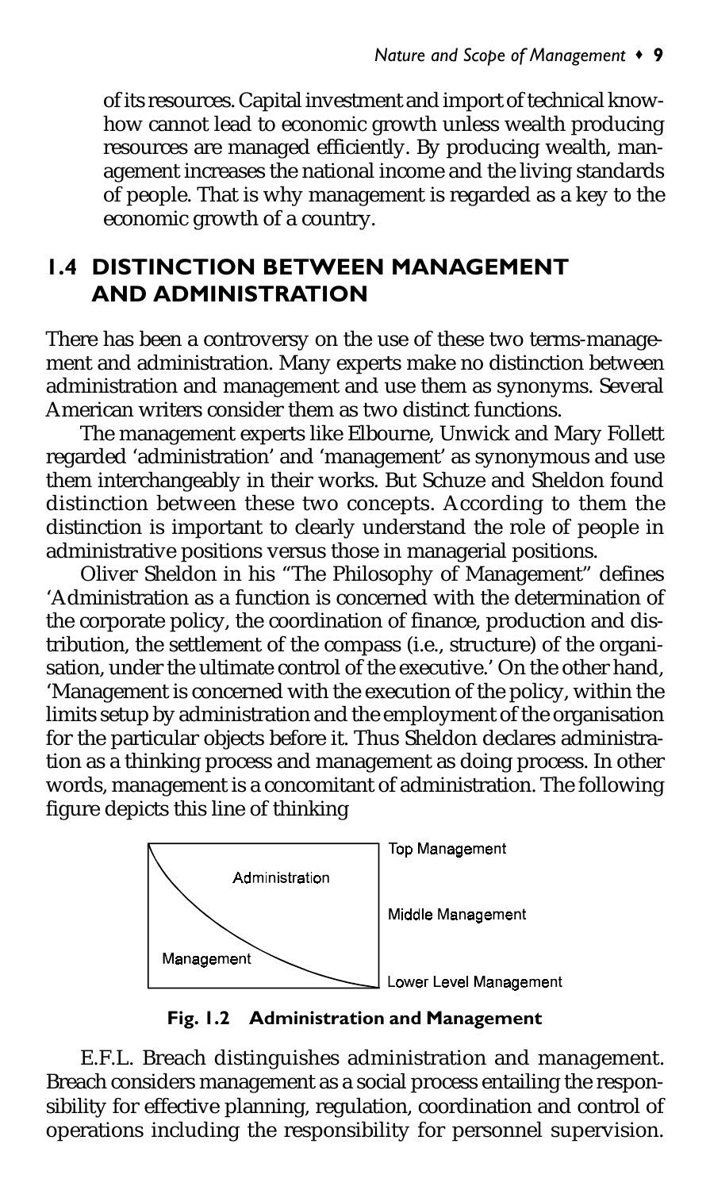of its resources. Capital investment and import of technical know-how cannot lead to economic growth unless wealth producing resources are managed efficiently. By producing wealth, management increases the national income and the living standards of people. That is why management is regarded as a key to the economic growth of a country.

## 1.4 DISTINCTION BETWEEN MANAGEMENT AND ADMINISTRATION

There has been a controversy on the use of these two terms-management and administration. Many experts make no distinction between administration and management and use them as synonyms. Several American writers consider them as two distinct functions.

The management experts like Elbourne, Unwick and Mary Follett regarded 'administration' and 'management' as synonymous and use them interchangeably in their works. But Schuze and Sheldon found distinction between these two concepts. According to them the distinction is important to clearly understand the role of people in administrative positions versus those in managerial positions.

Oliver Sheldon in his "The Philosophy of Management" defines 'Administration as a function is concerned with the determination of the corporate policy, the coordination of finance, production and distribution, the settlement of the compass (i.e., structure) of the organisation, under the ultimate control of the executive.' On the other hand, 'Management is concerned with the execution of the policy, within the limits setup by administration and the employment of the organisation for the particular objects before it. Thus Sheldon declares administration as a thinking process and management as doing process. In other words, management is a concomitant of administration. The following figure depicts this line of thinking

Administration | Management

Top Management

Middle Management

Lower Level Management

**Fig. 1.2 Administration and Management**

E.F.L. Breach distinguishes administration and management. Breach considers management as a social process entailing the responsibility for effective planning, regulation, coordination and control of operations including the responsibility for personnel supervision.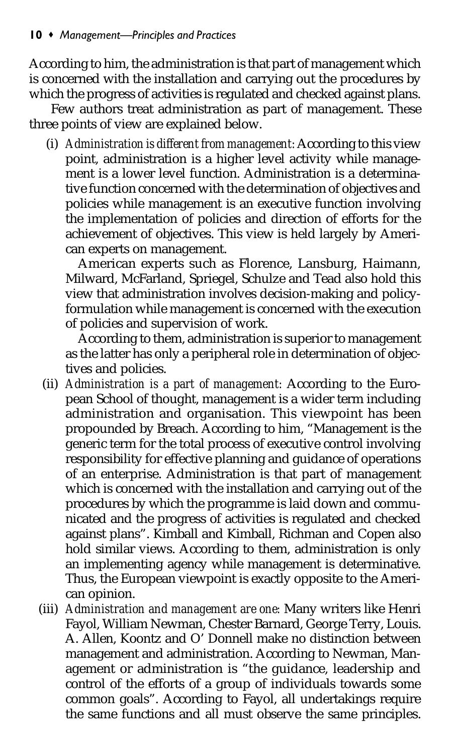According to him, the administration is that part of management which is concerned with the installation and carrying out the procedures by which the progress of activities is regulated and checked against plans.

Few authors treat administration as part of management. These three points of view are explained below.

(i) *Administration is different from management:* According to this view point, administration is a higher level activity while management is a lower level function. Administration is a determinative function concerned with the determination of objectives and policies while management is an executive function involving the implementation of policies and direction of efforts for the achievement of objectives. This view is held largely by American experts on management.

American experts such as Florence, Lansburg, Haimann, Milward, McFarland, Spriegel, Schulze and Tead also hold this view that administration involves decision-making and policy-formulation while management is concerned with the execution of policies and supervision of work.

According to them, administration is superior to management as the latter has only a peripheral role in determination of objectives and policies.

(ii) *Administration is a part of management*: According to the European School of thought, management is a wider term including administration and organisation. This viewpoint has been propounded by Breach. According to him, "Management is the generic term for the total process of executive control involving responsibility for effective planning and guidance of operations of an enterprise. Administration is that part of management which is concerned with the installation and carrying out of the procedures by which the programme is laid down and communicated and the progress of activities is regulated and checked against plans". Kimball and Kimball, Richman and Copen also hold similar views. According to them, administration is only an implementing agency while management is determinative. Thus, the European viewpoint is exactly opposite to the American opinion.

(iii) *Administration and management are one:* Many writers like Henri Fayol, William Newman, Chester Barnard, George Terry, Louis. A. Allen, Koontz and O' Donnell make no distinction between management and administration. According to Newman, Management or administration is "the guidance, leadership and control of the efforts of a group of individuals towards some common goals". According to Fayol, all undertakings require the same functions and all must observe the same principles.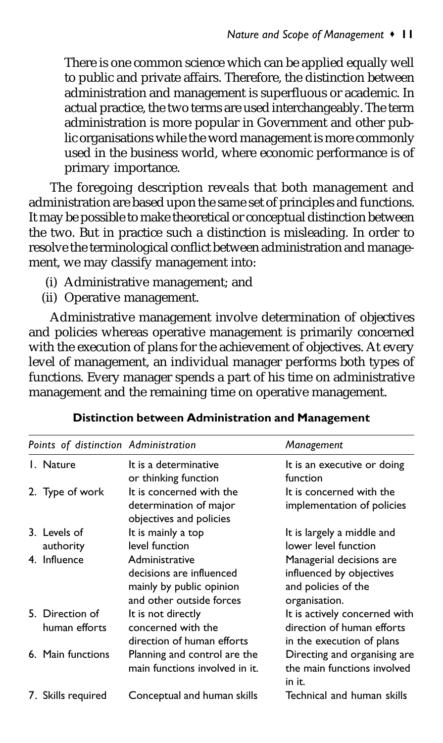There is one common science which can be applied equally well to public and private affairs. Therefore, the distinction between administration and management is superfluous or academic. In actual practice, the two terms are used interchangeably. The term administration is more popular in Government and other public organisations while the word management is more commonly used in the business world, where economic performance is of primary importance.

The foregoing description reveals that both management and administration are based upon the same set of principles and functions. It may be possible to make theoretical or conceptual distinction between the two. But in practice such a distinction is misleading. In order to resolve the terminological conflict between administration and management, we may classify management into:

(i) Administrative management; and
(ii) Operative management.

Administrative management involve determination of objectives and policies whereas operative management is primarily concerned with the execution of plans for the achievement of objectives. At every level of management, an individual manager performs both types of functions. Every manager spends a part of his time on administrative management and the remaining time on operative management.

**Distinction between Administration and Management**

| *Points of distinction* | *Administration* | *Management* |
|---|---|---|
| 1. Nature | It is a determinative or thinking function | It is an executive or doing function |
| 2. Type of work | It is concerned with the determination of major objectives and policies | It is concerned with the implementation of policies |
| 3. Levels of authority | It is mainly a top level function | It is largely a middle and lower level function |
| 4. Influence | Administrative decisions are influenced mainly by public opinion and other outside forces | Managerial decisions are influenced by objectives and policies of the organisation. |
| 5. Direction of human efforts | It is not directly concerned with the direction of human efforts | It is actively concerned with direction of human efforts in the execution of plans |
| 6. Main functions | Planning and control are the main functions involved in it. | Directing and organising are the main functions involved in it. |
| 7. Skills required | Conceptual and human skills | Technical and human skills |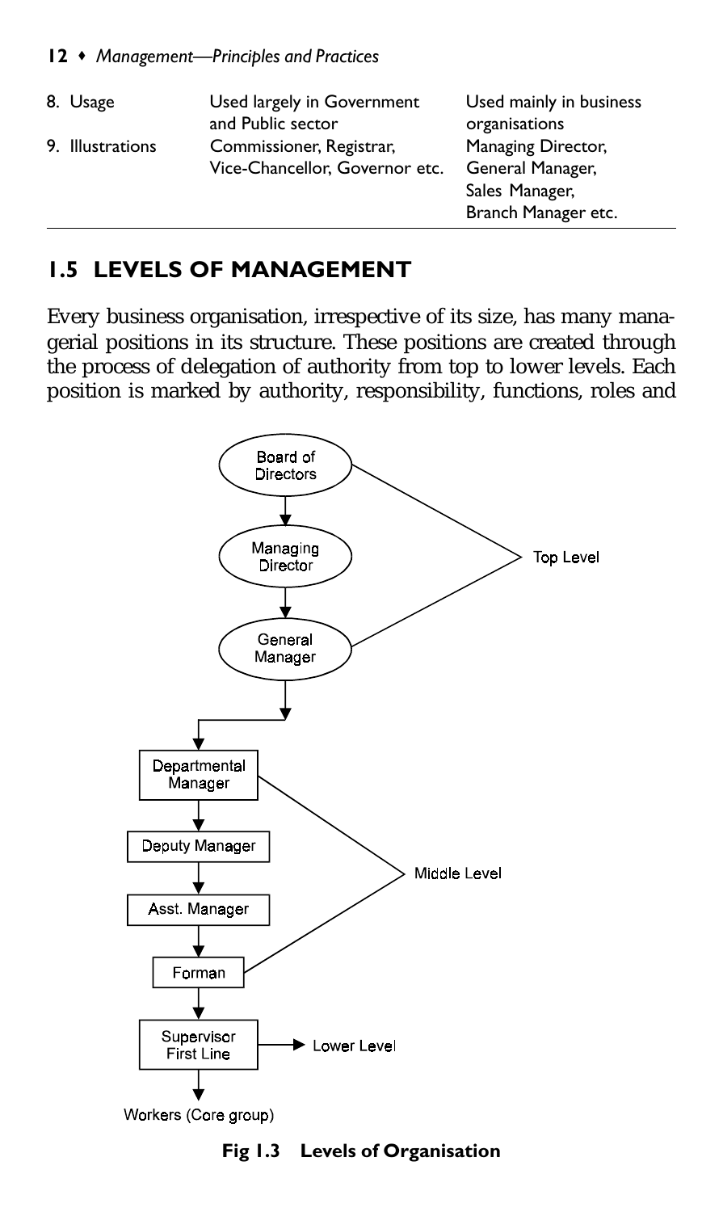| | | |
|---|---|---|
| 8. Usage | Used largely in Government and Public sector | Used mainly in business organisations |
| 9. Illustrations | Commissioner, Registrar, Vice-Chancellor, Governor etc. | Managing Director, General Manager, Sales Manager, Branch Manager etc. |

## 1.5 LEVELS OF MANAGEMENT

Every business organisation, irrespective of its size, has many managerial positions in its structure. These positions are created through the process of delegation of authority from top to lower levels. Each position is marked by authority, responsibility, functions, roles and

Board of Directors → Managing Director → General Manager — Top Level

Departmental Manager → Deputy Manager → Asst. Manager → Forman — Middle Level

Supervisor First Line — Lower Level

Workers (Core group)

**Fig 1.3 Levels of Organisation**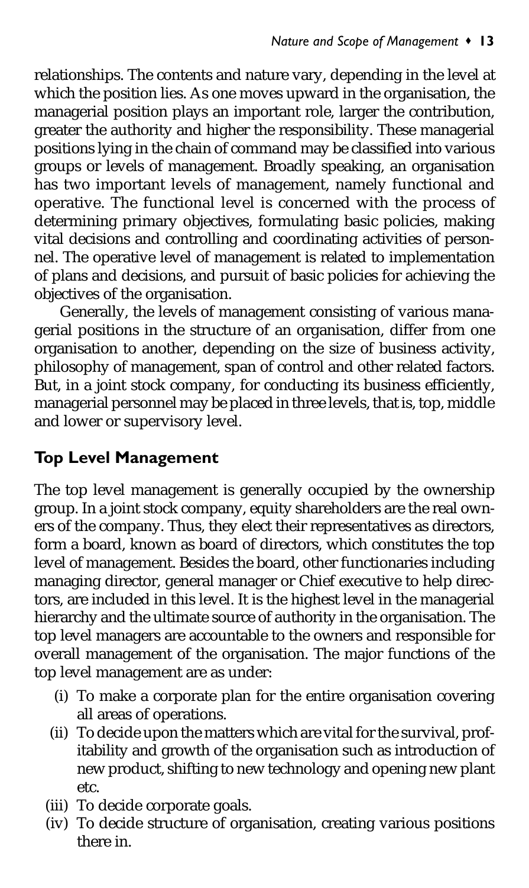relationships. The contents and nature vary, depending in the level at which the position lies. As one moves upward in the organisation, the managerial position plays an important role, larger the contribution, greater the authority and higher the responsibility. These managerial positions lying in the chain of command may be classified into various groups or levels of management. Broadly speaking, an organisation has two important levels of management, namely functional and operative. The functional level is concerned with the process of determining primary objectives, formulating basic policies, making vital decisions and controlling and coordinating activities of personnel. The operative level of management is related to implementation of plans and decisions, and pursuit of basic policies for achieving the objectives of the organisation.

Generally, the levels of management consisting of various managerial positions in the structure of an organisation, differ from one organisation to another, depending on the size of business activity, philosophy of management, span of control and other related factors. But, in a joint stock company, for conducting its business efficiently, managerial personnel may be placed in three levels, that is, top, middle and lower or supervisory level.

## Top Level Management

The top level management is generally occupied by the ownership group. In a joint stock company, equity shareholders are the real owners of the company. Thus, they elect their representatives as directors, form a board, known as board of directors, which constitutes the top level of management. Besides the board, other functionaries including managing director, general manager or Chief executive to help directors, are included in this level. It is the highest level in the managerial hierarchy and the ultimate source of authority in the organisation. The top level managers are accountable to the owners and responsible for overall management of the organisation. The major functions of the top level management are as under:

(i) To make a corporate plan for the entire organisation covering all areas of operations.
(ii) To decide upon the matters which are vital for the survival, profitability and growth of the organisation such as introduction of new product, shifting to new technology and opening new plant etc.
(iii) To decide corporate goals.
(iv) To decide structure of organisation, creating various positions there in.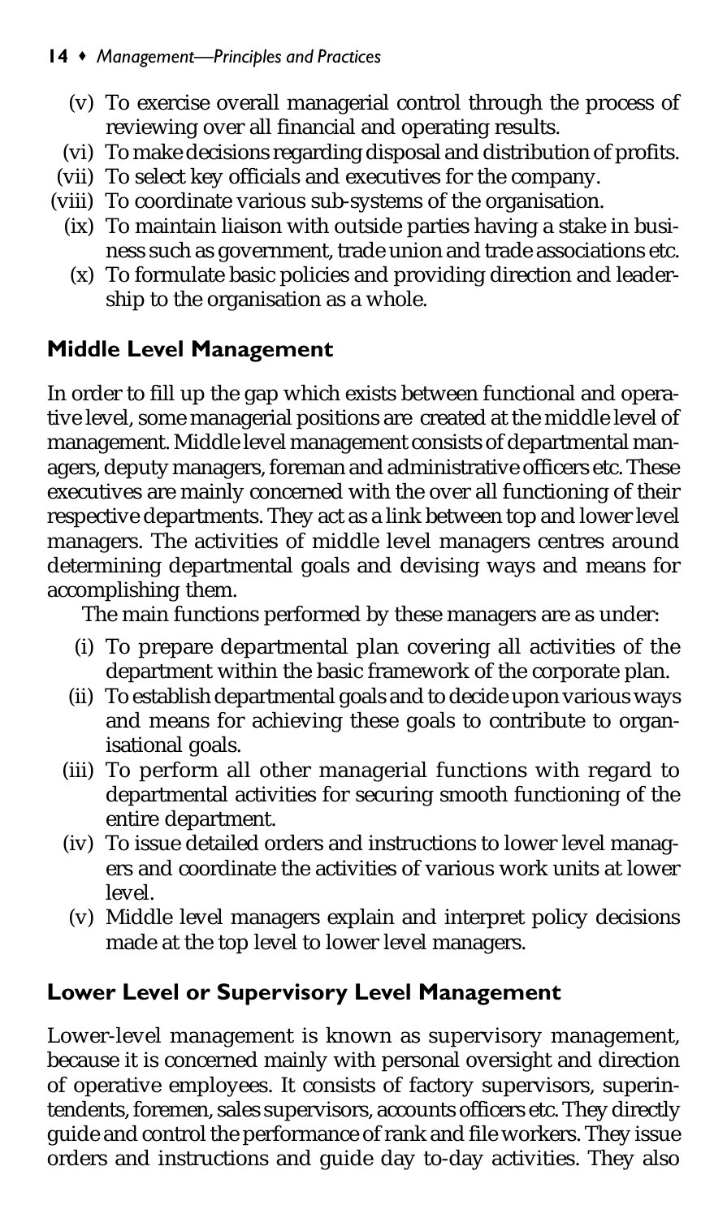(v) To exercise overall managerial control through the process of reviewing over all financial and operating results.

(vi) To make decisions regarding disposal and distribution of profits.

(vii) To select key officials and executives for the company.

(viii) To coordinate various sub-systems of the organisation.

(ix) To maintain liaison with outside parties having a stake in business such as government, trade union and trade associations etc.

(x) To formulate basic policies and providing direction and leadership to the organisation as a whole.

### Middle Level Management

In order to fill up the gap which exists between functional and operative level, some managerial positions are created at the middle level of management. Middle level management consists of departmental managers, deputy managers, foreman and administrative officers etc. These executives are mainly concerned with the over all functioning of their respective departments. They act as a link between top and lower level managers. The activities of middle level managers centres around determining departmental goals and devising ways and means for accomplishing them.

The main functions performed by these managers are as under:

(i) To prepare departmental plan covering all activities of the department within the basic framework of the corporate plan.

(ii) To establish departmental goals and to decide upon various ways and means for achieving these goals to contribute to organisational goals.

(iii) To perform all other managerial functions with regard to departmental activities for securing smooth functioning of the entire department.

(iv) To issue detailed orders and instructions to lower level managers and coordinate the activities of various work units at lower level.

(v) Middle level managers explain and interpret policy decisions made at the top level to lower level managers.

### Lower Level or Supervisory Level Management

Lower-level management is known as supervisory management, because it is concerned mainly with personal oversight and direction of operative employees. It consists of factory supervisors, superintendents, foremen, sales supervisors, accounts officers etc. They directly guide and control the performance of rank and file workers. They issue orders and instructions and guide day to-day activities. They also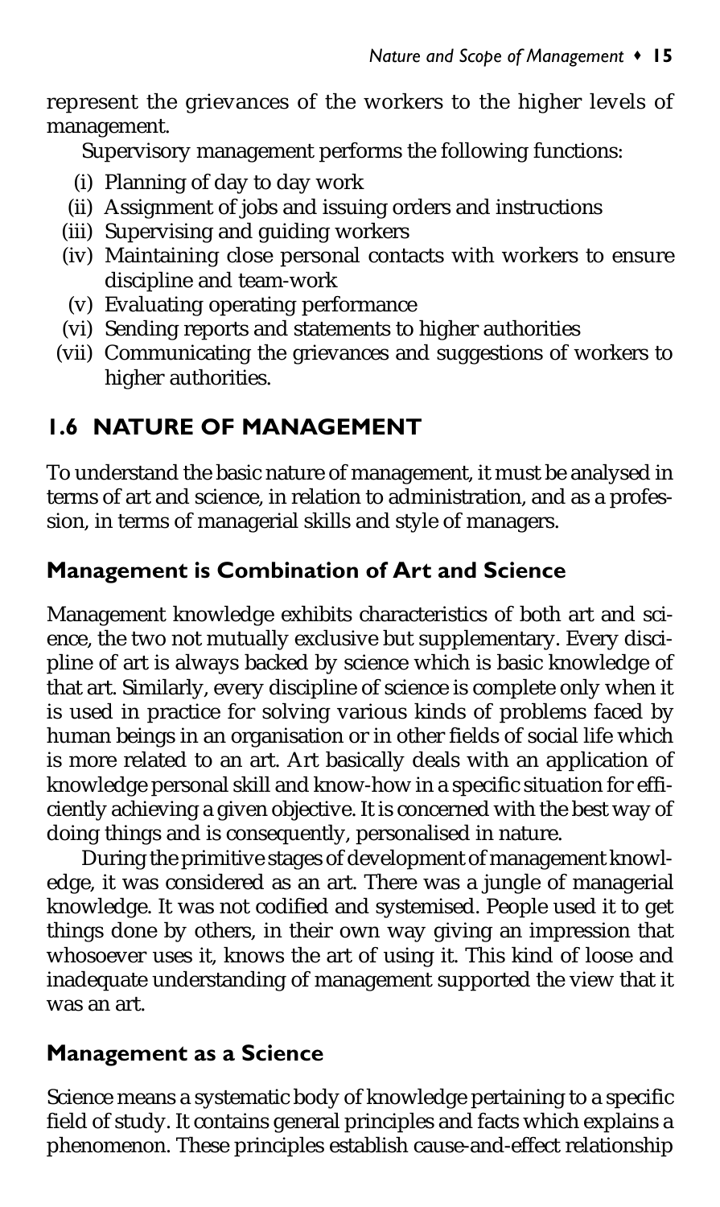represent the grievances of the workers to the higher levels of management.

Supervisory management performs the following functions:

- (i) Planning of day to day work
- (ii) Assignment of jobs and issuing orders and instructions
- (iii) Supervising and guiding workers
- (iv) Maintaining close personal contacts with workers to ensure discipline and team-work
- (v) Evaluating operating performance
- (vi) Sending reports and statements to higher authorities
- (vii) Communicating the grievances and suggestions of workers to higher authorities.

## 1.6 NATURE OF MANAGEMENT

To understand the basic nature of management, it must be analysed in terms of art and science, in relation to administration, and as a profession, in terms of managerial skills and style of managers.

### Management is Combination of Art and Science

Management knowledge exhibits characteristics of both art and science, the two not mutually exclusive but supplementary. Every discipline of art is always backed by science which is basic knowledge of that art. Similarly, every discipline of science is complete only when it is used in practice for solving various kinds of problems faced by human beings in an organisation or in other fields of social life which is more related to an art. Art basically deals with an application of knowledge personal skill and know-how in a specific situation for efficiently achieving a given objective. It is concerned with the best way of doing things and is consequently, personalised in nature.

During the primitive stages of development of management knowledge, it was considered as an art. There was a jungle of managerial knowledge. It was not codified and systemised. People used it to get things done by others, in their own way giving an impression that whosoever uses it, knows the art of using it. This kind of loose and inadequate understanding of management supported the view that it was an art.

### Management as a Science

Science means a systematic body of knowledge pertaining to a specific field of study. It contains general principles and facts which explains a phenomenon. These principles establish cause-and-effect relationship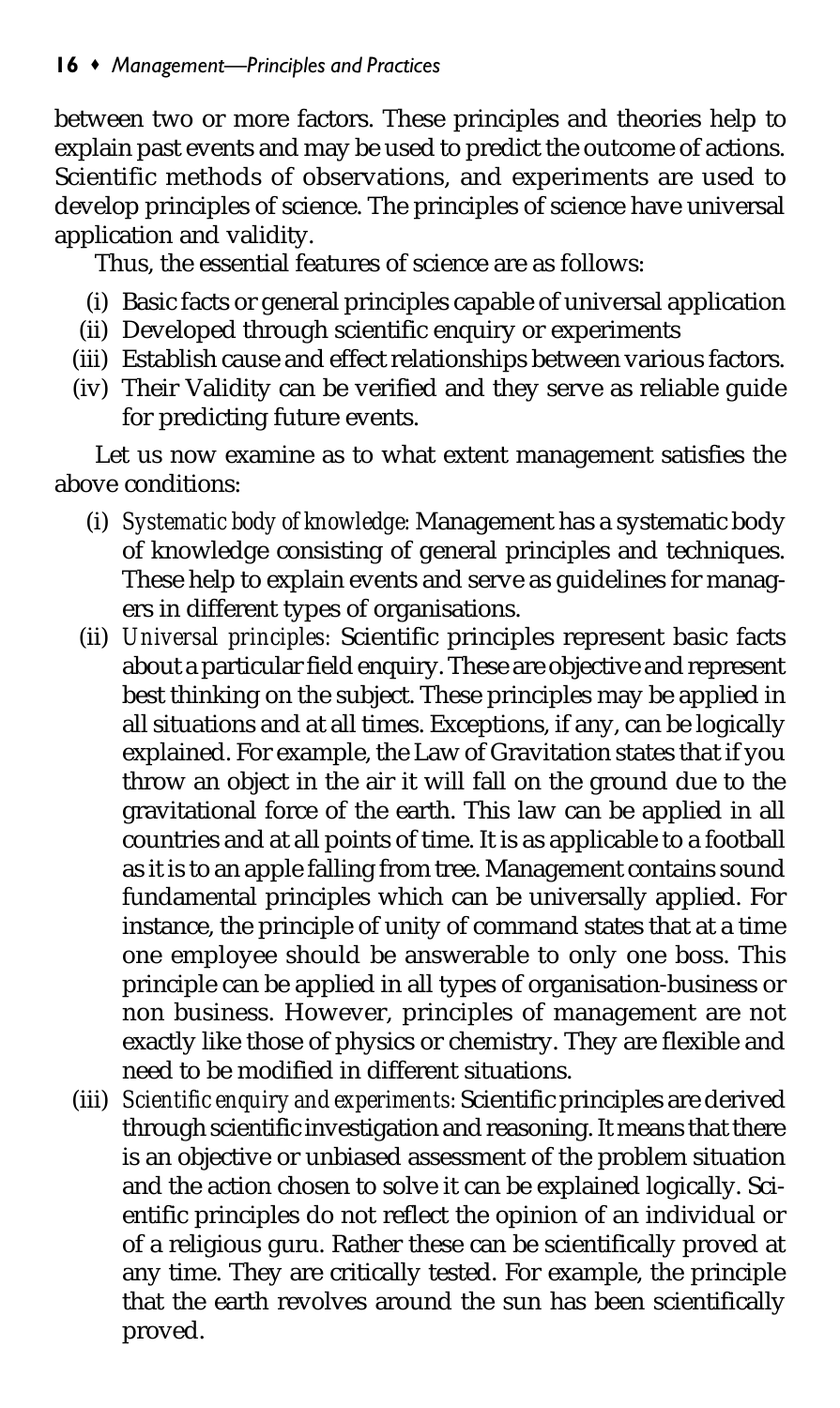between two or more factors. These principles and theories help to explain past events and may be used to predict the outcome of actions. Scientific methods of observations, and experiments are used to develop principles of science. The principles of science have universal application and validity.

Thus, the essential features of science are as follows:

(i) Basic facts or general principles capable of universal application
(ii) Developed through scientific enquiry or experiments
(iii) Establish cause and effect relationships between various factors.
(iv) Their Validity can be verified and they serve as reliable guide for predicting future events.

Let us now examine as to what extent management satisfies the above conditions:

(i) *Systematic body of knowledge:* Management has a systematic body of knowledge consisting of general principles and techniques. These help to explain events and serve as guidelines for managers in different types of organisations.

(ii) *Universal principles:* Scientific principles represent basic facts about a particular field enquiry. These are objective and represent best thinking on the subject. These principles may be applied in all situations and at all times. Exceptions, if any, can be logically explained. For example, the Law of Gravitation states that if you throw an object in the air it will fall on the ground due to the gravitational force of the earth. This law can be applied in all countries and at all points of time. It is as applicable to a football as it is to an apple falling from tree. Management contains sound fundamental principles which can be universally applied. For instance, the principle of unity of command states that at a time one employee should be answerable to only one boss. This principle can be applied in all types of organisation-business or non business. However, principles of management are not exactly like those of physics or chemistry. They are flexible and need to be modified in different situations.

(iii) *Scientific enquiry and experiments:* Scientific principles are derived through scientific investigation and reasoning. It means that there is an objective or unbiased assessment of the problem situation and the action chosen to solve it can be explained logically. Scientific principles do not reflect the opinion of an individual or of a religious guru. Rather these can be scientifically proved at any time. They are critically tested. For example, the principle that the earth revolves around the sun has been scientifically proved.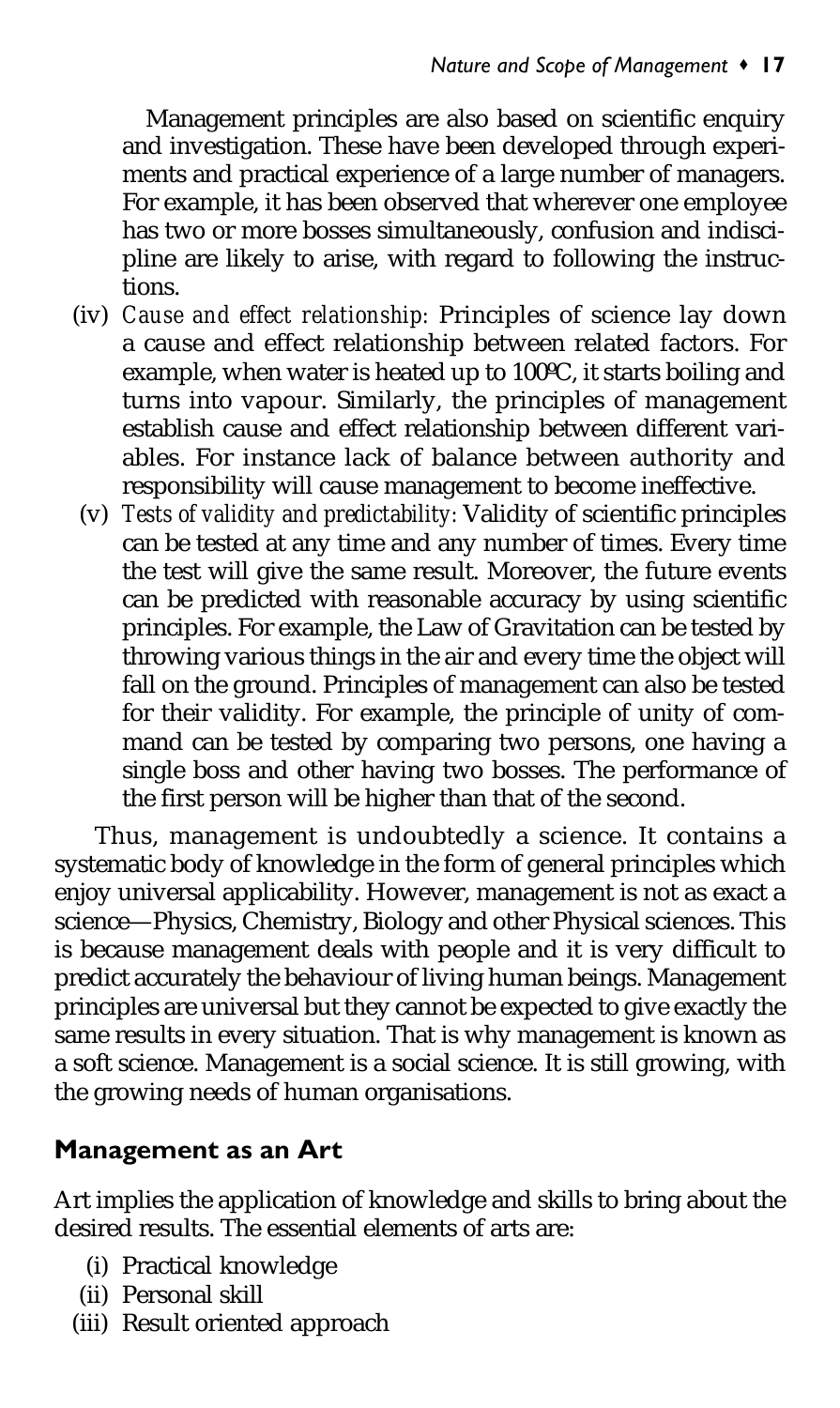Management principles are also based on scientific enquiry and investigation. These have been developed through experiments and practical experience of a large number of managers. For example, it has been observed that wherever one employee has two or more bosses simultaneously, confusion and indiscipline are likely to arise, with regard to following the instructions.

(iv) *Cause and effect relationship:* Principles of science lay down a cause and effect relationship between related factors. For example, when water is heated up to 100ºC, it starts boiling and turns into vapour. Similarly, the principles of management establish cause and effect relationship between different variables. For instance lack of balance between authority and responsibility will cause management to become ineffective.

(v) *Tests of validity and predictability:* Validity of scientific principles can be tested at any time and any number of times. Every time the test will give the same result. Moreover, the future events can be predicted with reasonable accuracy by using scientific principles. For example, the Law of Gravitation can be tested by throwing various things in the air and every time the object will fall on the ground. Principles of management can also be tested for their validity. For example, the principle of unity of command can be tested by comparing two persons, one having a single boss and other having two bosses. The performance of the first person will be higher than that of the second.

Thus, management is undoubtedly a science. It contains a systematic body of knowledge in the form of general principles which enjoy universal applicability. However, management is not as exact a science—Physics, Chemistry, Biology and other Physical sciences. This is because management deals with people and it is very difficult to predict accurately the behaviour of living human beings. Management principles are universal but they cannot be expected to give exactly the same results in every situation. That is why management is known as a soft science. Management is a social science. It is still growing, with the growing needs of human organisations.

## Management as an Art

Art implies the application of knowledge and skills to bring about the desired results. The essential elements of arts are:

(i) Practical knowledge
(ii) Personal skill
(iii) Result oriented approach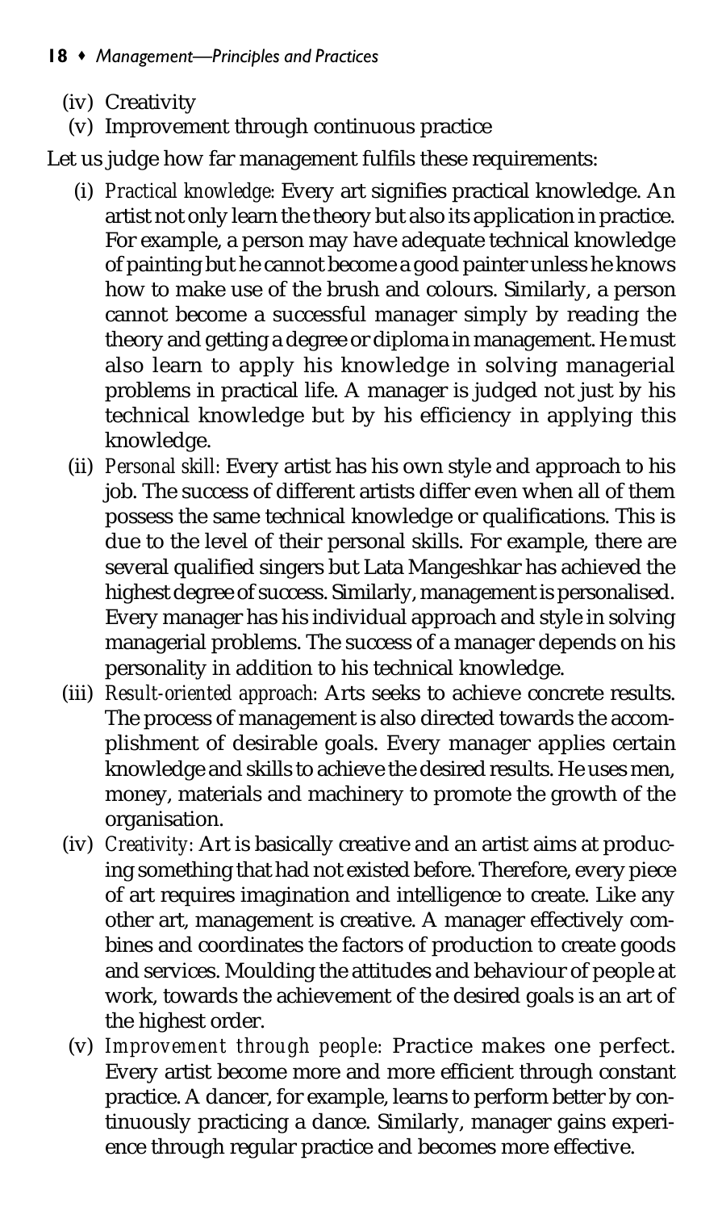(iv) Creativity

(v) Improvement through continuous practice

Let us judge how far management fulfils these requirements:

(i) *Practical knowledge:* Every art signifies practical knowledge. An artist not only learn the theory but also its application in practice. For example, a person may have adequate technical knowledge of painting but he cannot become a good painter unless he knows how to make use of the brush and colours. Similarly, a person cannot become a successful manager simply by reading the theory and getting a degree or diploma in management. He must also learn to apply his knowledge in solving managerial problems in practical life. A manager is judged not just by his technical knowledge but by his efficiency in applying this knowledge.

(ii) *Personal skill:* Every artist has his own style and approach to his job. The success of different artists differ even when all of them possess the same technical knowledge or qualifications. This is due to the level of their personal skills. For example, there are several qualified singers but Lata Mangeshkar has achieved the highest degree of success. Similarly, management is personalised. Every manager has his individual approach and style in solving managerial problems. The success of a manager depends on his personality in addition to his technical knowledge.

(iii) *Result-oriented approach:* Arts seeks to achieve concrete results. The process of management is also directed towards the accomplishment of desirable goals. Every manager applies certain knowledge and skills to achieve the desired results. He uses men, money, materials and machinery to promote the growth of the organisation.

(iv) *Creativity:* Art is basically creative and an artist aims at producing something that had not existed before. Therefore, every piece of art requires imagination and intelligence to create. Like any other art, management is creative. A manager effectively combines and coordinates the factors of production to create goods and services. Moulding the attitudes and behaviour of people at work, towards the achievement of the desired goals is an art of the highest order.

(v) *Improvement through people:* Practice makes one perfect. Every artist become more and more efficient through constant practice. A dancer, for example, learns to perform better by continuously practicing a dance. Similarly, manager gains experience through regular practice and becomes more effective.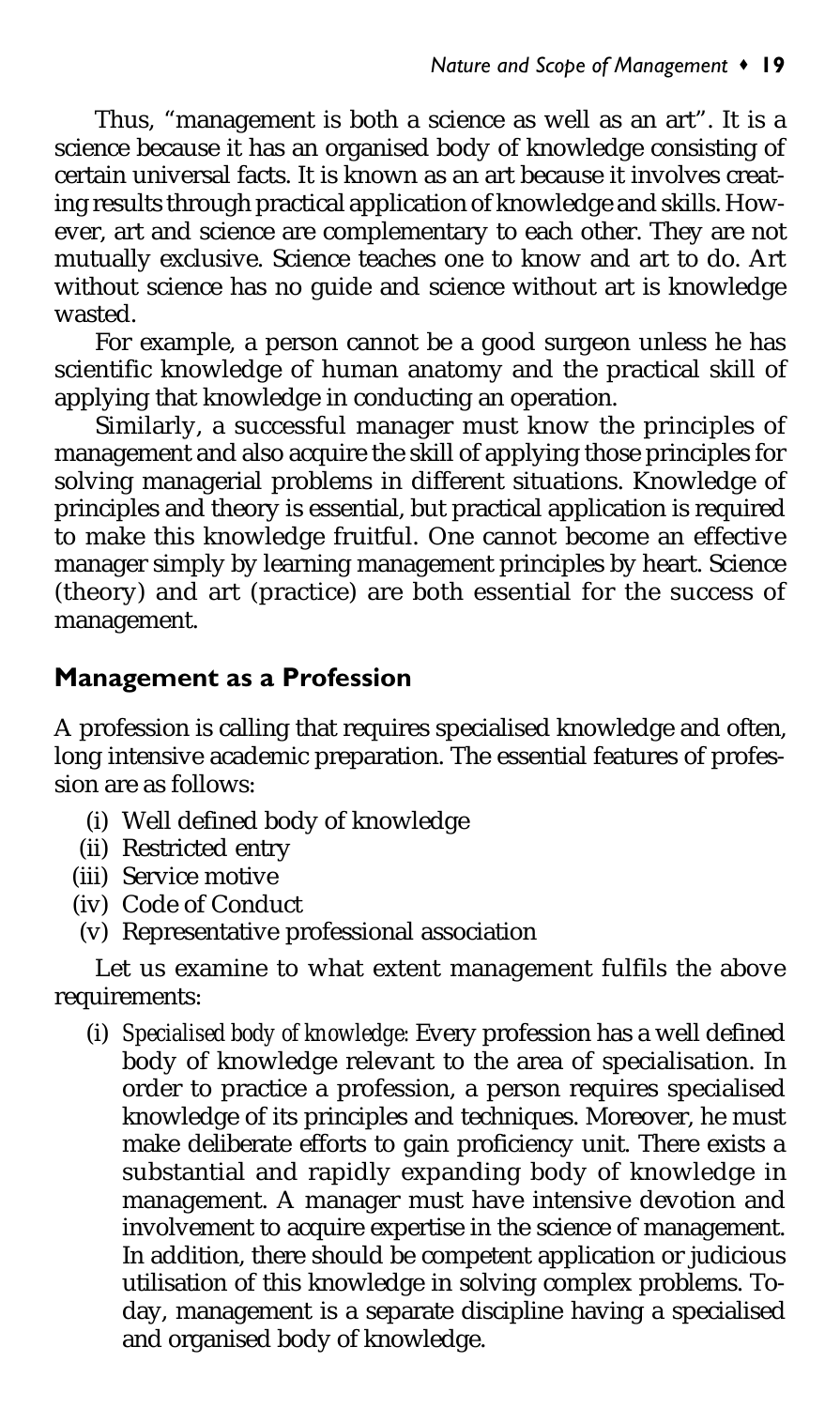Thus, "management is both a science as well as an art". It is a science because it has an organised body of knowledge consisting of certain universal facts. It is known as an art because it involves creating results through practical application of knowledge and skills. However, art and science are complementary to each other. They are not mutually exclusive. Science teaches one to know and art to do. Art without science has no guide and science without art is knowledge wasted.

For example, a person cannot be a good surgeon unless he has scientific knowledge of human anatomy and the practical skill of applying that knowledge in conducting an operation.

Similarly, a successful manager must know the principles of management and also acquire the skill of applying those principles for solving managerial problems in different situations. Knowledge of principles and theory is essential, but practical application is required to make this knowledge fruitful. One cannot become an effective manager simply by learning management principles by heart. Science (theory) and art (practice) are both essential for the success of management.

## Management as a Profession

A profession is calling that requires specialised knowledge and often, long intensive academic preparation. The essential features of profession are as follows:

(i) Well defined body of knowledge
(ii) Restricted entry
(iii) Service motive
(iv) Code of Conduct
(v) Representative professional association

Let us examine to what extent management fulfils the above requirements:

(i) *Specialised body of knowledge*: Every profession has a well defined body of knowledge relevant to the area of specialisation. In order to practice a profession, a person requires specialised knowledge of its principles and techniques. Moreover, he must make deliberate efforts to gain proficiency unit. There exists a substantial and rapidly expanding body of knowledge in management. A manager must have intensive devotion and involvement to acquire expertise in the science of management. In addition, there should be competent application or judicious utilisation of this knowledge in solving complex problems. Today, management is a separate discipline having a specialised and organised body of knowledge.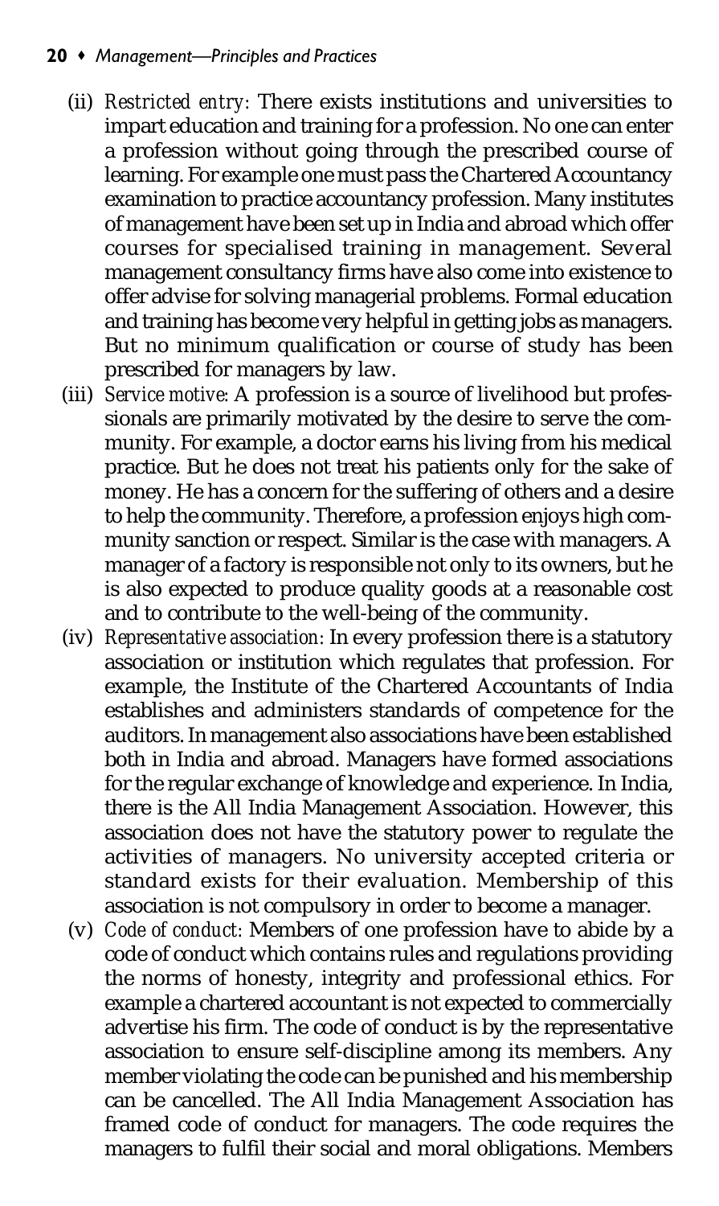(ii) *Restricted entry:* There exists institutions and universities to impart education and training for a profession. No one can enter a profession without going through the prescribed course of learning. For example one must pass the Chartered Accountancy examination to practice accountancy profession. Many institutes of management have been set up in India and abroad which offer courses for specialised training in management. Several management consultancy firms have also come into existence to offer advise for solving managerial problems. Formal education and training has become very helpful in getting jobs as managers. But no minimum qualification or course of study has been prescribed for managers by law.

(iii) *Service motive:* A profession is a source of livelihood but professionals are primarily motivated by the desire to serve the community. For example, a doctor earns his living from his medical practice. But he does not treat his patients only for the sake of money. He has a concern for the suffering of others and a desire to help the community. Therefore, a profession enjoys high community sanction or respect. Similar is the case with managers. A manager of a factory is responsible not only to its owners, but he is also expected to produce quality goods at a reasonable cost and to contribute to the well-being of the community.

(iv) *Representative association:* In every profession there is a statutory association or institution which regulates that profession. For example, the Institute of the Chartered Accountants of India establishes and administers standards of competence for the auditors. In management also associations have been established both in India and abroad. Managers have formed associations for the regular exchange of knowledge and experience. In India, there is the All India Management Association. However, this association does not have the statutory power to regulate the activities of managers. No university accepted criteria or standard exists for their evaluation. Membership of this association is not compulsory in order to become a manager.

(v) *Code of conduct:* Members of one profession have to abide by a code of conduct which contains rules and regulations providing the norms of honesty, integrity and professional ethics. For example a chartered accountant is not expected to commercially advertise his firm. The code of conduct is by the representative association to ensure self-discipline among its members. Any member violating the code can be punished and his membership can be cancelled. The All India Management Association has framed code of conduct for managers. The code requires the managers to fulfil their social and moral obligations. Members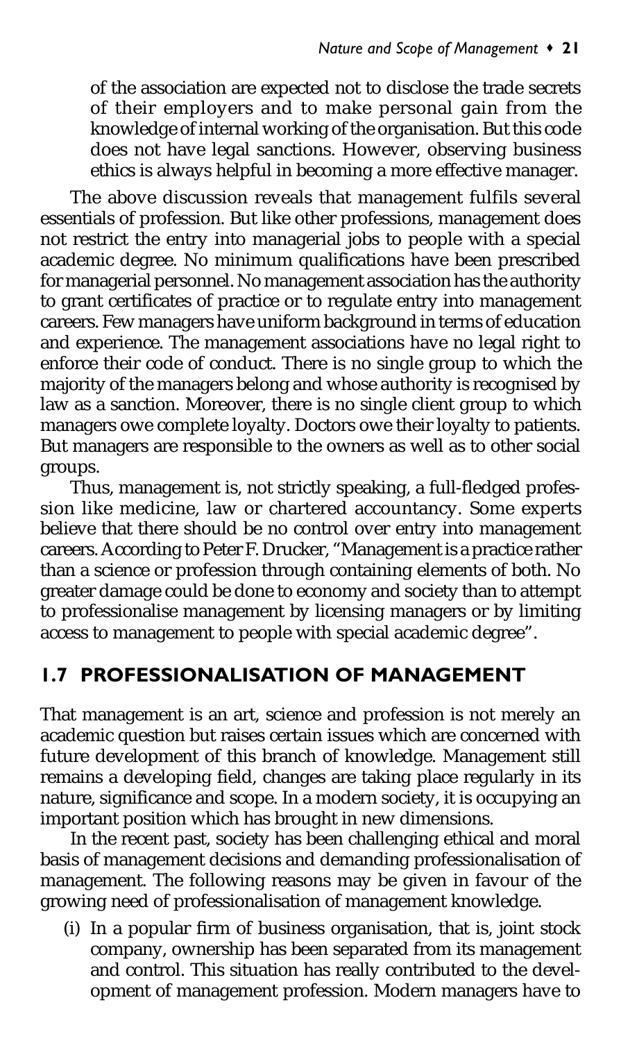of the association are expected not to disclose the trade secrets of their employers and to make personal gain from the knowledge of internal working of the organisation. But this code does not have legal sanctions. However, observing business ethics is always helpful in becoming a more effective manager.

The above discussion reveals that management fulfils several essentials of profession. But like other professions, management does not restrict the entry into managerial jobs to people with a special academic degree. No minimum qualifications have been prescribed for managerial personnel. No management association has the authority to grant certificates of practice or to regulate entry into management careers. Few managers have uniform background in terms of education and experience. The management associations have no legal right to enforce their code of conduct. There is no single group to which the majority of the managers belong and whose authority is recognised by law as a sanction. Moreover, there is no single client group to which managers owe complete loyalty. Doctors owe their loyalty to patients. But managers are responsible to the owners as well as to other social groups.

Thus, management is, not strictly speaking, a full-fledged profession like medicine, law or chartered accountancy. Some experts believe that there should be no control over entry into management careers. According to Peter F. Drucker, "Management is a practice rather than a science or profession through containing elements of both. No greater damage could be done to economy and society than to attempt to professionalise management by licensing managers or by limiting access to management to people with special academic degree".

## 1.7 PROFESSIONALISATION OF MANAGEMENT

That management is an art, science and profession is not merely an academic question but raises certain issues which are concerned with future development of this branch of knowledge. Management still remains a developing field, changes are taking place regularly in its nature, significance and scope. In a modern society, it is occupying an important position which has brought in new dimensions.

In the recent past, society has been challenging ethical and moral basis of management decisions and demanding professionalisation of management. The following reasons may be given in favour of the growing need of professionalisation of management knowledge.

(i) In a popular firm of business organisation, that is, joint stock company, ownership has been separated from its management and control. This situation has really contributed to the development of management profession. Modern managers have to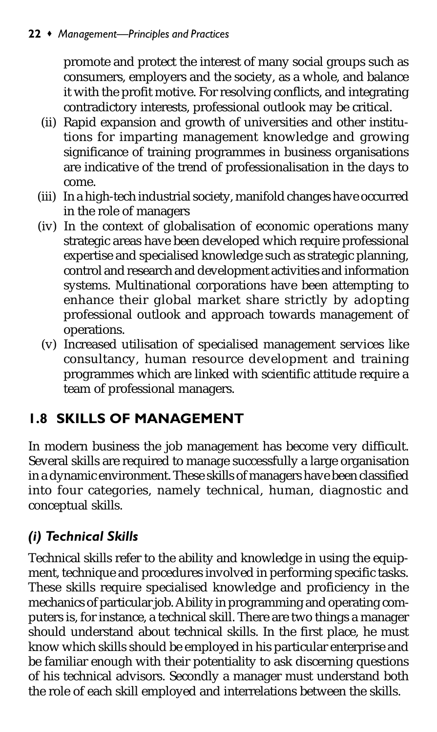promote and protect the interest of many social groups such as consumers, employers and the society, as a whole, and balance it with the profit motive. For resolving conflicts, and integrating contradictory interests, professional outlook may be critical.

(ii) Rapid expansion and growth of universities and other institutions for imparting management knowledge and growing significance of training programmes in business organisations are indicative of the trend of professionalisation in the days to come.

(iii) In a high-tech industrial society, manifold changes have occurred in the role of managers

(iv) In the context of globalisation of economic operations many strategic areas have been developed which require professional expertise and specialised knowledge such as strategic planning, control and research and development activities and information systems. Multinational corporations have been attempting to enhance their global market share strictly by adopting professional outlook and approach towards management of operations.

(v) Increased utilisation of specialised management services like consultancy, human resource development and training programmes which are linked with scientific attitude require a team of professional managers.

## 1.8 SKILLS OF MANAGEMENT

In modern business the job management has become very difficult. Several skills are required to manage successfully a large organisation in a dynamic environment. These skills of managers have been classified into four categories, namely technical, human, diagnostic and conceptual skills.

### *(i) Technical Skills*

Technical skills refer to the ability and knowledge in using the equipment, technique and procedures involved in performing specific tasks. These skills require specialised knowledge and proficiency in the mechanics of particular job. Ability in programming and operating computers is, for instance, a technical skill. There are two things a manager should understand about technical skills. In the first place, he must know which skills should be employed in his particular enterprise and be familiar enough with their potentiality to ask discerning questions of his technical advisors. Secondly a manager must understand both the role of each skill employed and interrelations between the skills.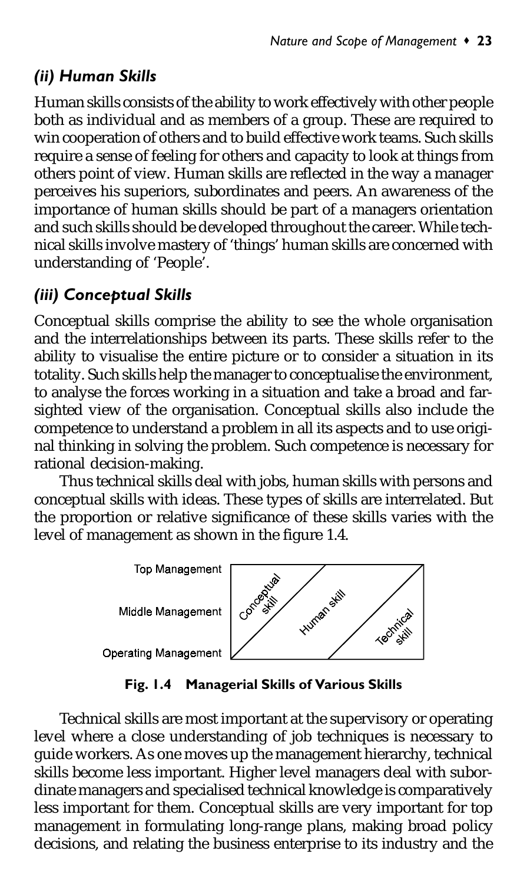### *(ii) Human Skills*

Human skills consists of the ability to work effectively with other people both as individual and as members of a group. These are required to win cooperation of others and to build effective work teams. Such skills require a sense of feeling for others and capacity to look at things from others point of view. Human skills are reflected in the way a manager perceives his superiors, subordinates and peers. An awareness of the importance of human skills should be part of a managers orientation and such skills should be developed throughout the career. While technical skills involve mastery of 'things' human skills are concerned with understanding of 'People'.

### *(iii) Conceptual Skills*

Conceptual skills comprise the ability to see the whole organisation and the interrelationships between its parts. These skills refer to the ability to visualise the entire picture or to consider a situation in its totality. Such skills help the manager to conceptualise the environment, to analyse the forces working in a situation and take a broad and far-sighted view of the organisation. Conceptual skills also include the competence to understand a problem in all its aspects and to use original thinking in solving the problem. Such competence is necessary for rational decision-making.

Thus technical skills deal with jobs, human skills with persons and conceptual skills with ideas. These types of skills are interrelated. But the proportion or relative significance of these skills varies with the level of management as shown in the figure 1.4.

Top Management

Middle Management

Operating Management

Conceptual skill — Human skill — Technical skill

**Fig. 1.4 Managerial Skills of Various Skills**

Technical skills are most important at the supervisory or operating level where a close understanding of job techniques is necessary to guide workers. As one moves up the management hierarchy, technical skills become less important. Higher level managers deal with subordinate managers and specialised technical knowledge is comparatively less important for them. Conceptual skills are very important for top management in formulating long-range plans, making broad policy decisions, and relating the business enterprise to its industry and the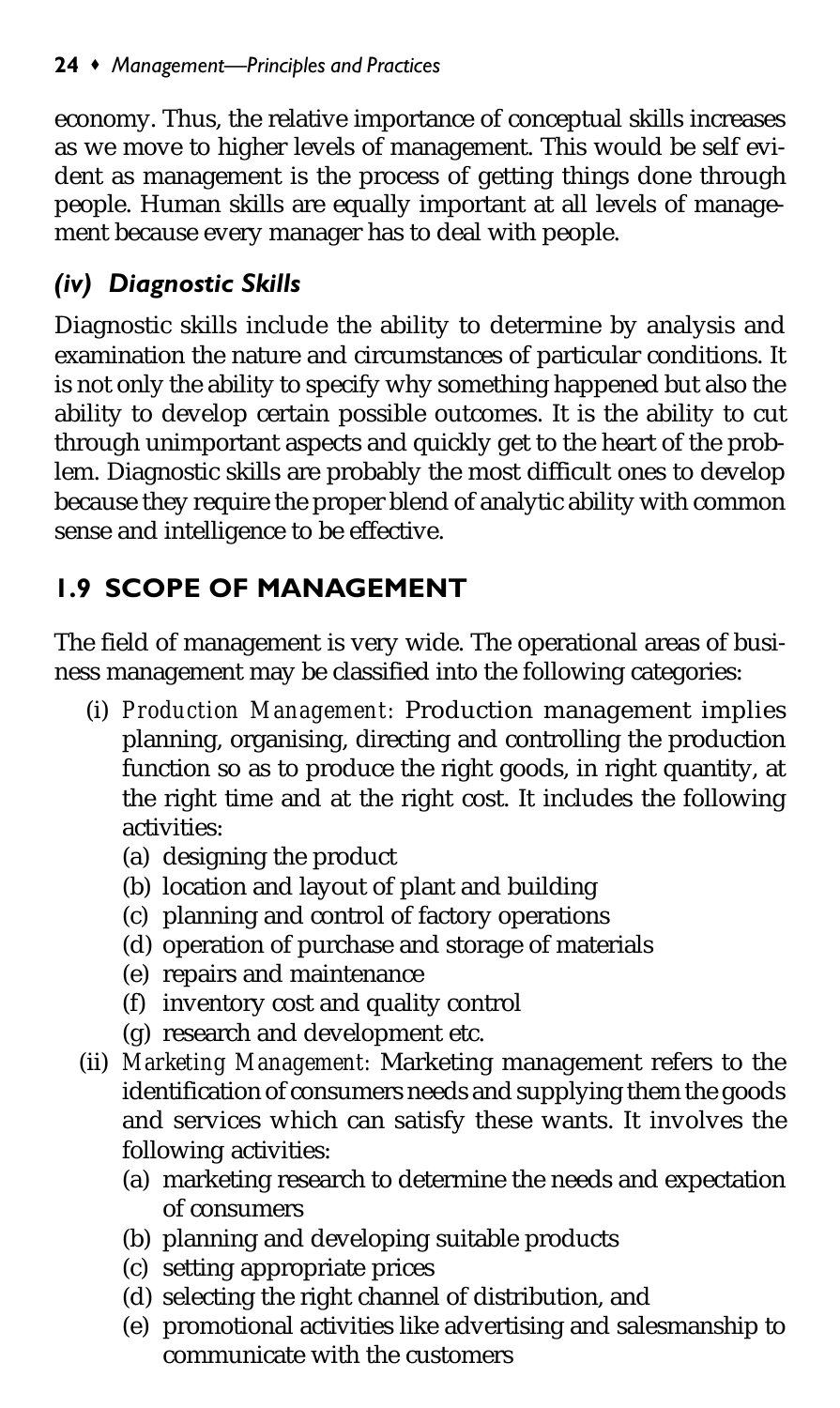economy. Thus, the relative importance of conceptual skills increases as we move to higher levels of management. This would be self evident as management is the process of getting things done through people. Human skills are equally important at all levels of management because every manager has to deal with people.

### *(iv) Diagnostic Skills*

Diagnostic skills include the ability to determine by analysis and examination the nature and circumstances of particular conditions. It is not only the ability to specify why something happened but also the ability to develop certain possible outcomes. It is the ability to cut through unimportant aspects and quickly get to the heart of the problem. Diagnostic skills are probably the most difficult ones to develop because they require the proper blend of analytic ability with common sense and intelligence to be effective.

## 1.9 SCOPE OF MANAGEMENT

The field of management is very wide. The operational areas of business management may be classified into the following categories:

(i) *Production Management:* Production management implies planning, organising, directing and controlling the production function so as to produce the right goods, in right quantity, at the right time and at the right cost. It includes the following activities:
   (a) designing the product
   (b) location and layout of plant and building
   (c) planning and control of factory operations
   (d) operation of purchase and storage of materials
   (e) repairs and maintenance
   (f) inventory cost and quality control
   (g) research and development etc.

(ii) *Marketing Management:* Marketing management refers to the identification of consumers needs and supplying them the goods and services which can satisfy these wants. It involves the following activities:
   (a) marketing research to determine the needs and expectation of consumers
   (b) planning and developing suitable products
   (c) setting appropriate prices
   (d) selecting the right channel of distribution, and
   (e) promotional activities like advertising and salesmanship to communicate with the customers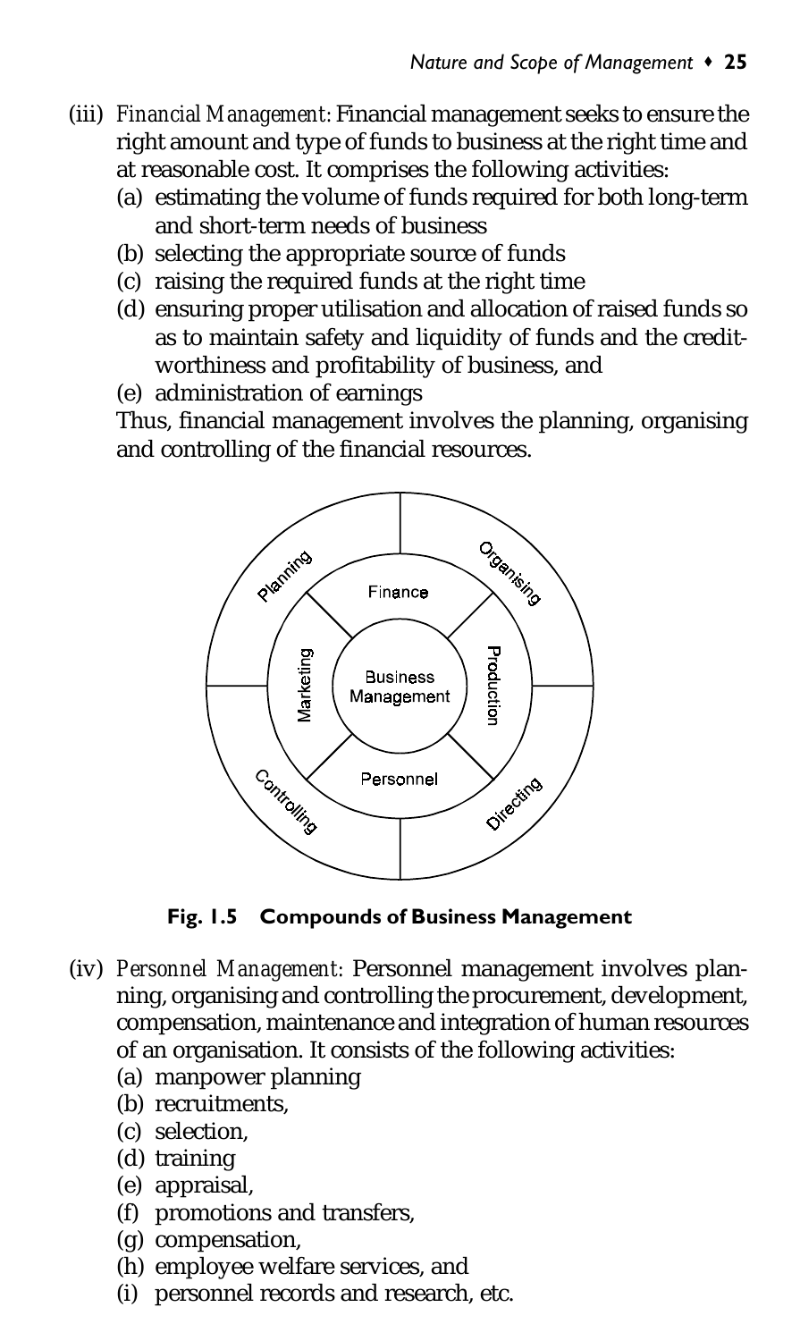(iii) *Financial Management*: Financial management seeks to ensure the right amount and type of funds to business at the right time and at reasonable cost. It comprises the following activities:
   (a) estimating the volume of funds required for both long-term and short-term needs of business
   (b) selecting the appropriate source of funds
   (c) raising the required funds at the right time
   (d) ensuring proper utilisation and allocation of raised funds so as to maintain safety and liquidity of funds and the credit-worthiness and profitability of business, and
   (e) administration of earnings

   Thus, financial management involves the planning, organising and controlling of the financial resources.

**Fig. 1.5 Compounds of Business Management**

(iv) *Personnel Management*: Personnel management involves planning, organising and controlling the procurement, development, compensation, maintenance and integration of human resources of an organisation. It consists of the following activities:
   (a) manpower planning
   (b) recruitments,
   (c) selection,
   (d) training
   (e) appraisal,
   (f) promotions and transfers,
   (g) compensation,
   (h) employee welfare services, and
   (i) personnel records and research, etc.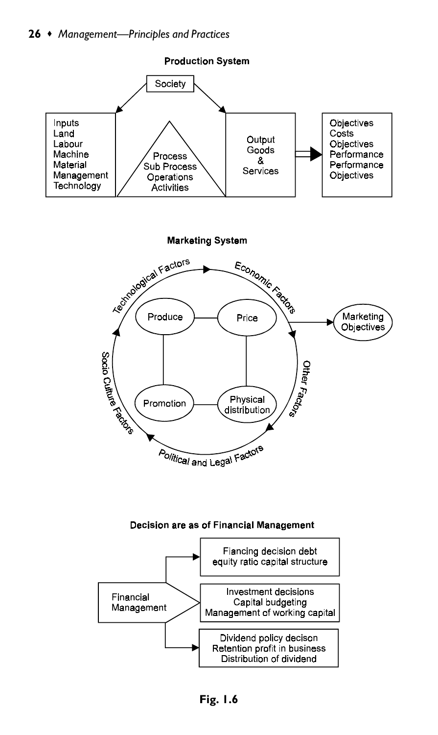**Production System**

Society

| Inputs | Process | Output | Objectives |
| --- | --- | --- | --- |
| Land | Sub Process | Goods | Costs |
| Labour | Operations | & | Objectives |
| Machine | Activities | Services | Performance |
| Material | | | Performance |
| Management | | | Objectives |
| Technology | | | |

**Marketing System**

Technological Factors → Economic Factors → Other Factors → Political and Legal Factors → Socio Culture Factors

Produce — Price — Physical distribution — Promotion

→ Marketing Objectives

**Decision are as of Financial Management**

Financial Management

- Fiancing decision debt equity ratio capital structure
- Investment decisions Capital budgeting Management of working capital
- Dividend policy decison Retention profit in business Distribution of dividend

**Fig. 1.6**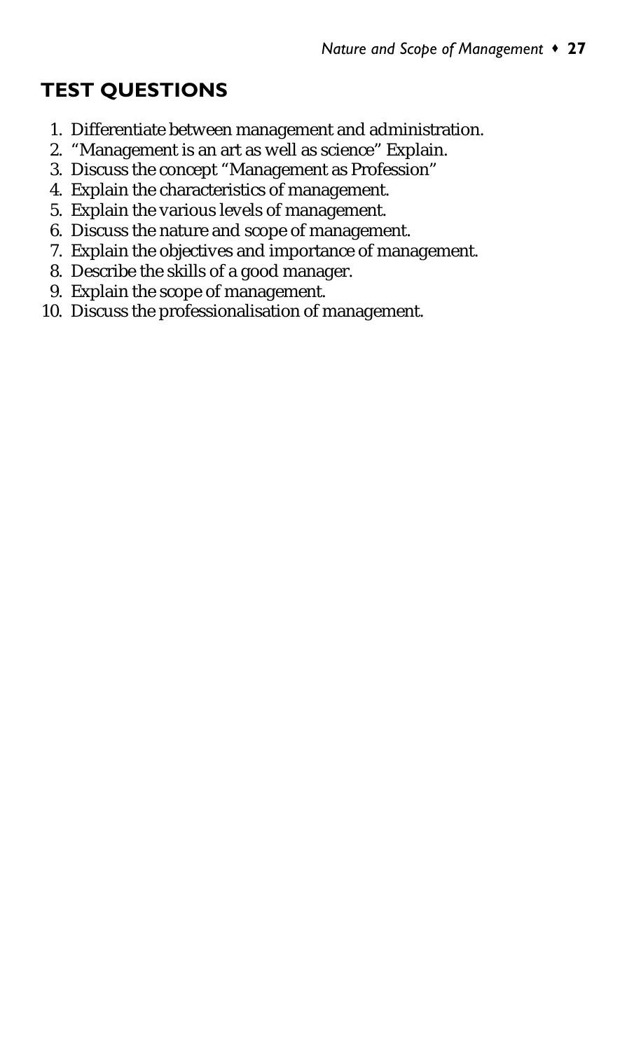## TEST QUESTIONS

1. Differentiate between management and administration.
2. “Management is an art as well as science” Explain.
3. Discuss the concept “Management as Profession”
4. Explain the characteristics of management.
5. Explain the various levels of management.
6. Discuss the nature and scope of management.
7. Explain the objectives and importance of management.
8. Describe the skills of a good manager.
9. Explain the scope of management.
10. Discuss the professionalisation of management.